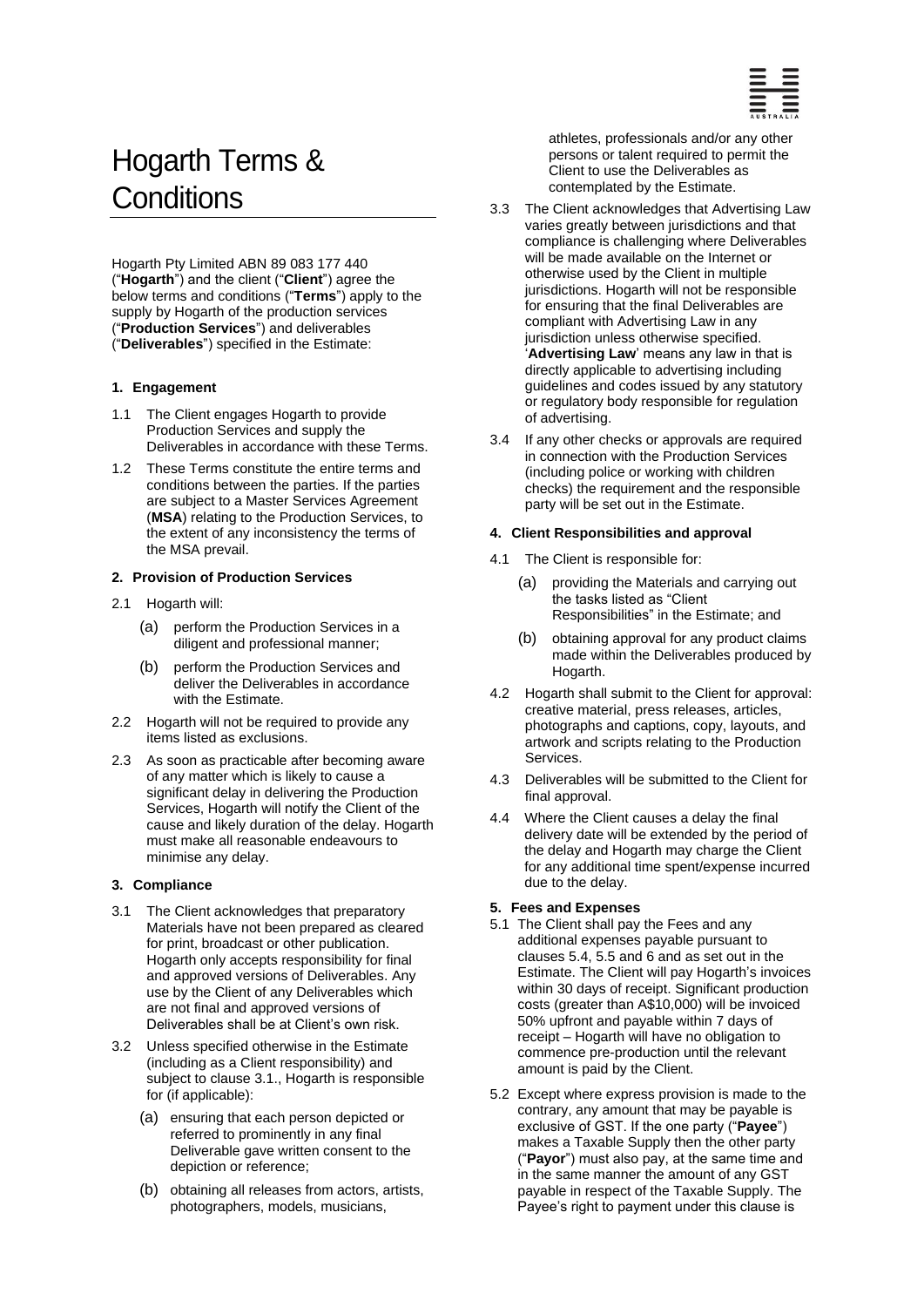# Hogarth Terms & Conditions

Hogarth Pty Limited ABN 89 083 177 440 ("**Hogarth**") and the client ("**Client**") agree the below terms and conditions ("**Terms**") apply to the supply by Hogarth of the production services ("**Production Services**") and deliverables ("**Deliverables**") specified in the Estimate:

### 1. Engagement

1.1 The Client engages Hogarth to provide Production Services and supply the Deliverables in accordance with these Terms.

1.2 These Terms constitute the entire terms and conditions between the parties. If the parties are subject to a Master Services Agreement (**MSA**) relating to the Production Services, to the extent of any inconsistency the terms of the MSA prevail.

### 2. Provision of Production Services

2.1 Hogarth will:

(a) perform the Production Services in a diligent and professional manner;

(b) perform the Production Services and deliver the Deliverables in accordance with the Estimate.

2.2 Hogarth will not be required to provide any items listed as exclusions.

2.3 As soon as practicable after becoming aware of any matter which is likely to cause a significant delay in delivering the Production Services, Hogarth will notify the Client of the cause and likely duration of the delay. Hogarth must make all reasonable endeavours to minimise any delay.

### 3. Compliance

3.1 The Client acknowledges that preparatory Materials have not been prepared as cleared for print, broadcast or other publication. Hogarth only accepts responsibility for final and approved versions of Deliverables. Any use by the Client of any Deliverables which are not final and approved versions of Deliverables shall be at Client's own risk.

3.2 Unless specified otherwise in the Estimate (including as a Client responsibility) and subject to clause 3.1., Hogarth is responsible for (if applicable):

(a) ensuring that each person depicted or referred to prominently in any final Deliverable gave written consent to the depiction or reference;

(b) obtaining all releases from actors, artists, photographers, models, musicians, athletes, professionals and/or any other persons or talent required to permit the Client to use the Deliverables as contemplated by the Estimate.

3.3 The Client acknowledges that Advertising Law varies greatly between jurisdictions and that compliance is challenging where Deliverables will be made available on the Internet or otherwise used by the Client in multiple jurisdictions. Hogarth will not be responsible for ensuring that the final Deliverables are compliant with Advertising Law in any jurisdiction unless otherwise specified. '**Advertising Law**' means any law in that is directly applicable to advertising including guidelines and codes issued by any statutory or regulatory body responsible for regulation of advertising.

3.4 If any other checks or approvals are required in connection with the Production Services (including police or working with children checks) the requirement and the responsible party will be set out in the Estimate.

### 4. Client Responsibilities and approval

4.1 The Client is responsible for:

(a) providing the Materials and carrying out the tasks listed as "Client Responsibilities" in the Estimate; and

(b) obtaining approval for any product claims made within the Deliverables produced by Hogarth.

4.2 Hogarth shall submit to the Client for approval: creative material, press releases, articles, photographs and captions, copy, layouts, and artwork and scripts relating to the Production Services.

4.3 Deliverables will be submitted to the Client for final approval.

4.4 Where the Client causes a delay the final delivery date will be extended by the period of the delay and Hogarth may charge the Client for any additional time spent/expense incurred due to the delay.

### 5. Fees and Expenses

5.1 The Client shall pay the Fees and any additional expenses payable pursuant to clauses 5.4, 5.5 and 6 and as set out in the Estimate. The Client will pay Hogarth's invoices within 30 days of receipt. Significant production costs (greater than A$10,000) will be invoiced 50% upfront and payable within 7 days of receipt – Hogarth will have no obligation to commence pre-production until the relevant amount is paid by the Client.

5.2 Except where express provision is made to the contrary, any amount that may be payable is exclusive of GST. If the one party ("**Payee**") makes a Taxable Supply then the other party ("**Payor**") must also pay, at the same time and in the same manner the amount of any GST payable in respect of the Taxable Supply. The Payee's right to payment under this clause is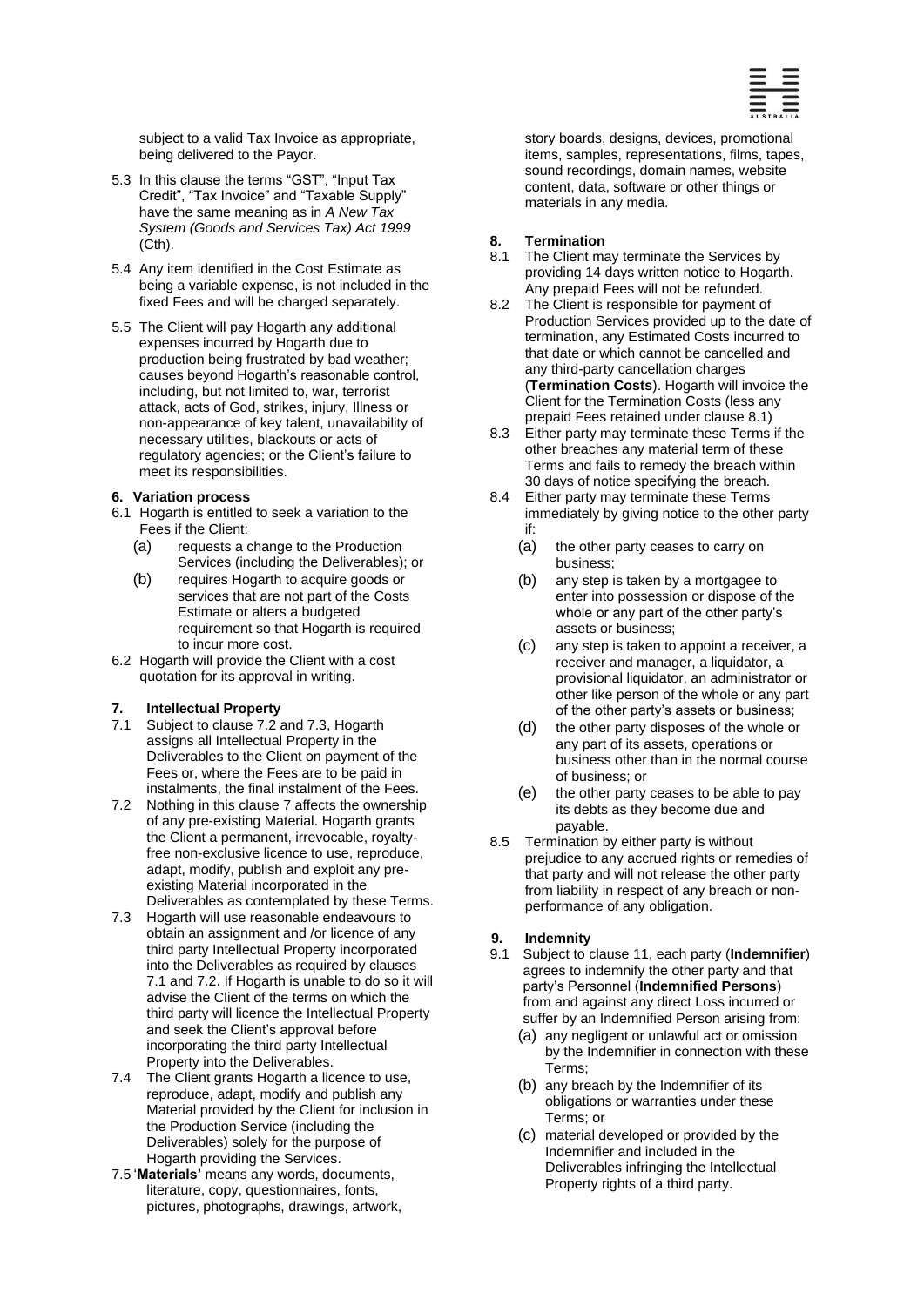subject to a valid Tax Invoice as appropriate, being delivered to the Payor.

5.3 In this clause the terms "GST", "Input Tax Credit", "Tax Invoice" and "Taxable Supply" have the same meaning as in *A New Tax System (Goods and Services Tax) Act 1999* (Cth).

5.4 Any item identified in the Cost Estimate as being a variable expense, is not included in the fixed Fees and will be charged separately.

5.5 The Client will pay Hogarth any additional expenses incurred by Hogarth due to production being frustrated by bad weather; causes beyond Hogarth's reasonable control, including, but not limited to, war, terrorist attack, acts of God, strikes, injury, Illness or non-appearance of key talent, unavailability of necessary utilities, blackouts or acts of regulatory agencies; or the Client's failure to meet its responsibilities.

### 6. Variation process

6.1 Hogarth is entitled to seek a variation to the Fees if the Client:

(a) requests a change to the Production Services (including the Deliverables); or

(b) requires Hogarth to acquire goods or services that are not part of the Costs Estimate or alters a budgeted requirement so that Hogarth is required to incur more cost.

6.2 Hogarth will provide the Client with a cost quotation for its approval in writing.

### 7. Intellectual Property

7.1 Subject to clause 7.2 and 7.3, Hogarth assigns all Intellectual Property in the Deliverables to the Client on payment of the Fees or, where the Fees are to be paid in instalments, the final instalment of the Fees.

7.2 Nothing in this clause 7 affects the ownership of any pre-existing Material. Hogarth grants the Client a permanent, irrevocable, royalty-free non-exclusive licence to use, reproduce, adapt, modify, publish and exploit any pre-existing Material incorporated in the Deliverables as contemplated by these Terms.

7.3 Hogarth will use reasonable endeavours to obtain an assignment and /or licence of any third party Intellectual Property incorporated into the Deliverables as required by clauses 7.1 and 7.2. If Hogarth is unable to do so it will advise the Client of the terms on which the third party will licence the Intellectual Property and seek the Client's approval before incorporating the third party Intellectual Property into the Deliverables.

7.4 The Client grants Hogarth a licence to use, reproduce, adapt, modify and publish any Material provided by the Client for inclusion in the Production Service (including the Deliverables) solely for the purpose of Hogarth providing the Services.

7.5 '**Materials'** means any words, documents, literature, copy, questionnaires, fonts, pictures, photographs, drawings, artwork, story boards, designs, devices, promotional items, samples, representations, films, tapes, sound recordings, domain names, website content, data, software or other things or materials in any media.

### 8. Termination

8.1 The Client may terminate the Services by providing 14 days written notice to Hogarth. Any prepaid Fees will not be refunded.

8.2 The Client is responsible for payment of Production Services provided up to the date of termination, any Estimated Costs incurred to that date or which cannot be cancelled and any third-party cancellation charges (**Termination Costs**). Hogarth will invoice the Client for the Termination Costs (less any prepaid Fees retained under clause 8.1)

8.3 Either party may terminate these Terms if the other breaches any material term of these Terms and fails to remedy the breach within 30 days of notice specifying the breach.

8.4 Either party may terminate these Terms immediately by giving notice to the other party if:

(a) the other party ceases to carry on business;

(b) any step is taken by a mortgagee to enter into possession or dispose of the whole or any part of the other party's assets or business;

(c) any step is taken to appoint a receiver, a receiver and manager, a liquidator, a provisional liquidator, an administrator or other like person of the whole or any part of the other party's assets or business;

(d) the other party disposes of the whole or any part of its assets, operations or business other than in the normal course of business; or

(e) the other party ceases to be able to pay its debts as they become due and payable.

8.5 Termination by either party is without prejudice to any accrued rights or remedies of that party and will not release the other party from liability in respect of any breach or non-performance of any obligation.

### 9. Indemnity

9.1 Subject to clause 11, each party (**Indemnifier**) agrees to indemnify the other party and that party's Personnel (**Indemnified Persons**) from and against any direct Loss incurred or suffer by an Indemnified Person arising from:

(a) any negligent or unlawful act or omission by the Indemnifier in connection with these Terms;

(b) any breach by the Indemnifier of its obligations or warranties under these Terms; or

(c) material developed or provided by the Indemnifier and included in the Deliverables infringing the Intellectual Property rights of a third party.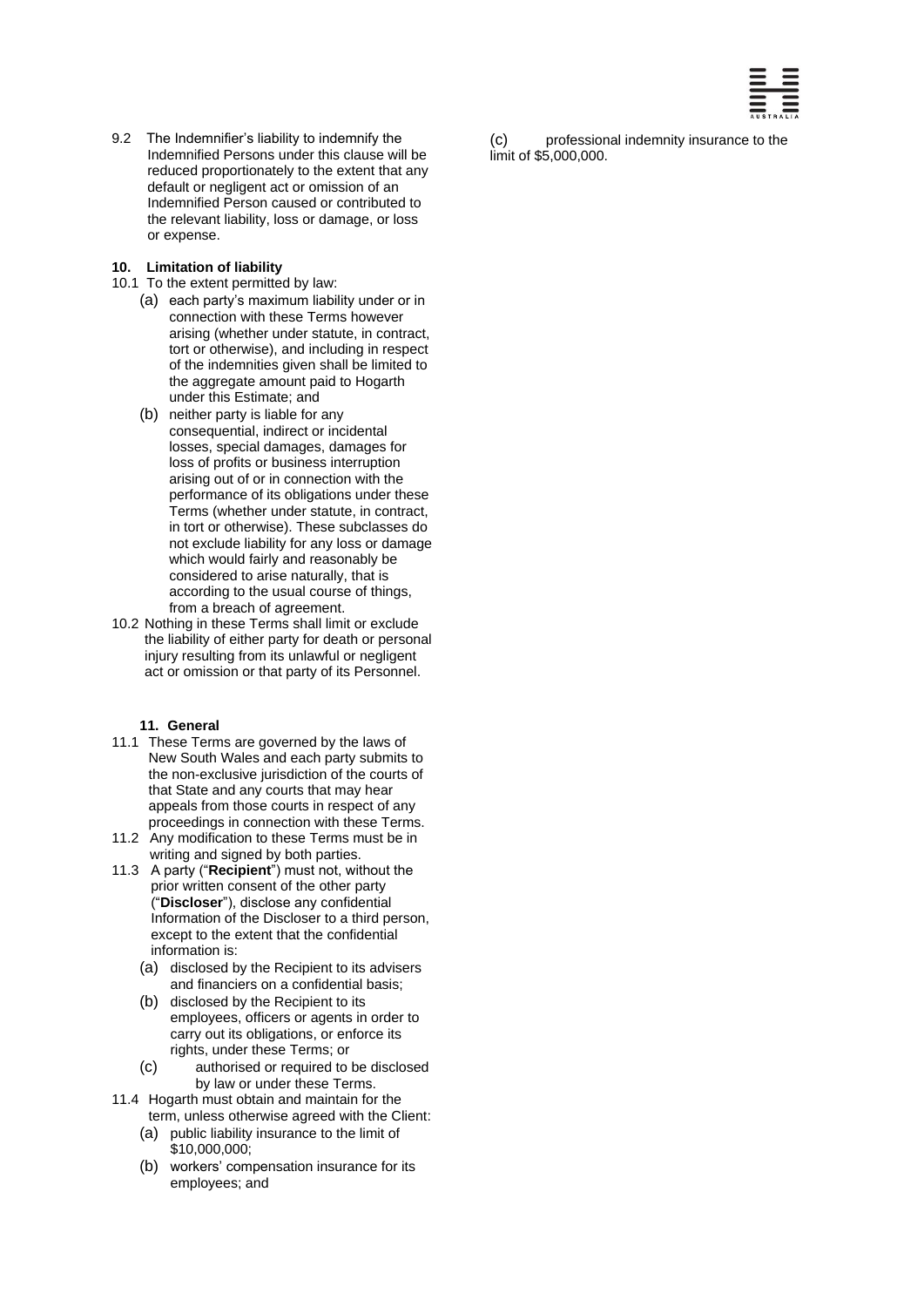9.2 The Indemnifier's liability to indemnify the Indemnified Persons under this clause will be reduced proportionately to the extent that any default or negligent act or omission of an Indemnified Person caused or contributed to the relevant liability, loss or damage, or loss or expense.

**10. Limitation of liability**

10.1 To the extent permitted by law:

(a) each party's maximum liability under or in connection with these Terms however arising (whether under statute, in contract, tort or otherwise), and including in respect of the indemnities given shall be limited to the aggregate amount paid to Hogarth under this Estimate; and

(b) neither party is liable for any consequential, indirect or incidental losses, special damages, damages for loss of profits or business interruption arising out of or in connection with the performance of its obligations under these Terms (whether under statute, in contract, in tort or otherwise). These subclasses do not exclude liability for any loss or damage which would fairly and reasonably be considered to arise naturally, that is according to the usual course of things, from a breach of agreement.

10.2 Nothing in these Terms shall limit or exclude the liability of either party for death or personal injury resulting from its unlawful or negligent act or omission or that party of its Personnel.

**11. General**

11.1 These Terms are governed by the laws of New South Wales and each party submits to the non-exclusive jurisdiction of the courts of that State and any courts that may hear appeals from those courts in respect of any proceedings in connection with these Terms.

11.2 Any modification to these Terms must be in writing and signed by both parties.

11.3 A party ("**Recipient**") must not, without the prior written consent of the other party ("**Discloser**"), disclose any confidential Information of the Discloser to a third person, except to the extent that the confidential information is:

(a) disclosed by the Recipient to its advisers and financiers on a confidential basis;

(b) disclosed by the Recipient to its employees, officers or agents in order to carry out its obligations, or enforce its rights, under these Terms; or

(c) authorised or required to be disclosed by law or under these Terms.

11.4 Hogarth must obtain and maintain for the term, unless otherwise agreed with the Client:

(a) public liability insurance to the limit of $10,000,000;

(b) workers' compensation insurance for its employees; and

(c) professional indemnity insurance to the limit of $5,000,000.